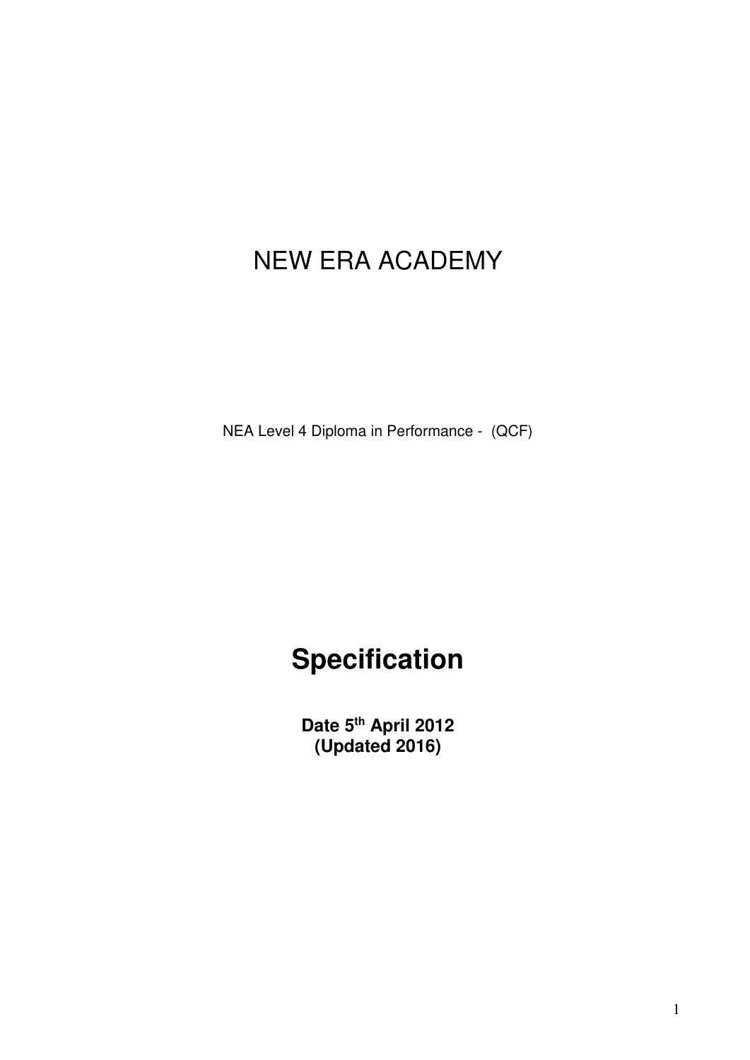# NEW ERA ACADEMY

NEA Level 4 Diploma in Performance - (QCF)

## Specification

**Date 5th April 2012**
**(Updated 2016)**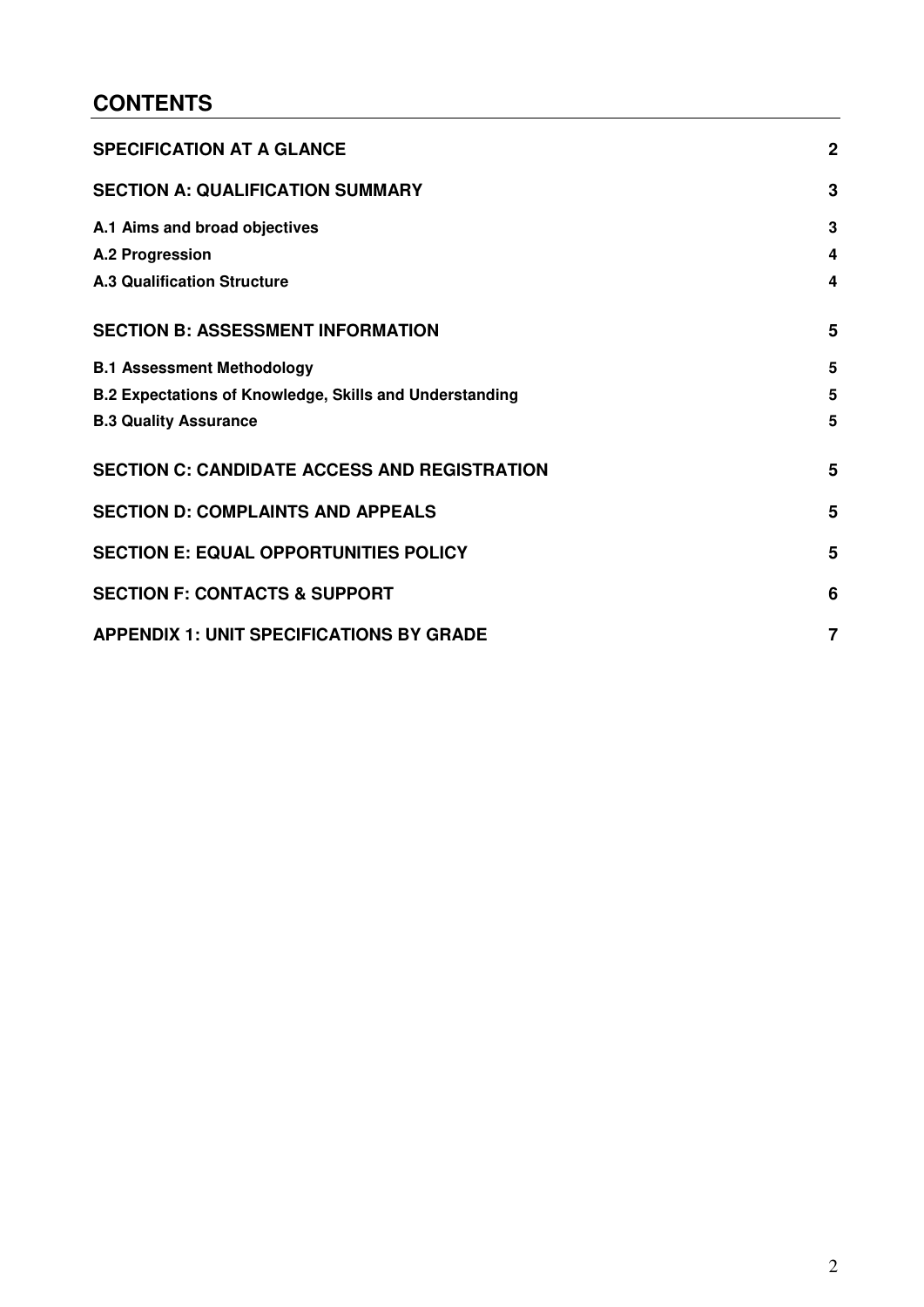## CONTENTS

| | |
|---|---|
| **SPECIFICATION AT A GLANCE** | **2** |
| **SECTION A: QUALIFICATION SUMMARY** | **3** |
| **A.1 Aims and broad objectives** | **3** |
| **A.2 Progression** | **4** |
| **A.3 Qualification Structure** | **4** |
| **SECTION B: ASSESSMENT INFORMATION** | **5** |
| **B.1 Assessment Methodology** | **5** |
| **B.2 Expectations of Knowledge, Skills and Understanding** | **5** |
| **B.3 Quality Assurance** | **5** |
| **SECTION C: CANDIDATE ACCESS AND REGISTRATION** | **5** |
| **SECTION D: COMPLAINTS AND APPEALS** | **5** |
| **SECTION E: EQUAL OPPORTUNITIES POLICY** | **5** |
| **SECTION F: CONTACTS & SUPPORT** | **6** |
| **APPENDIX 1: UNIT SPECIFICATIONS BY GRADE** | **7** |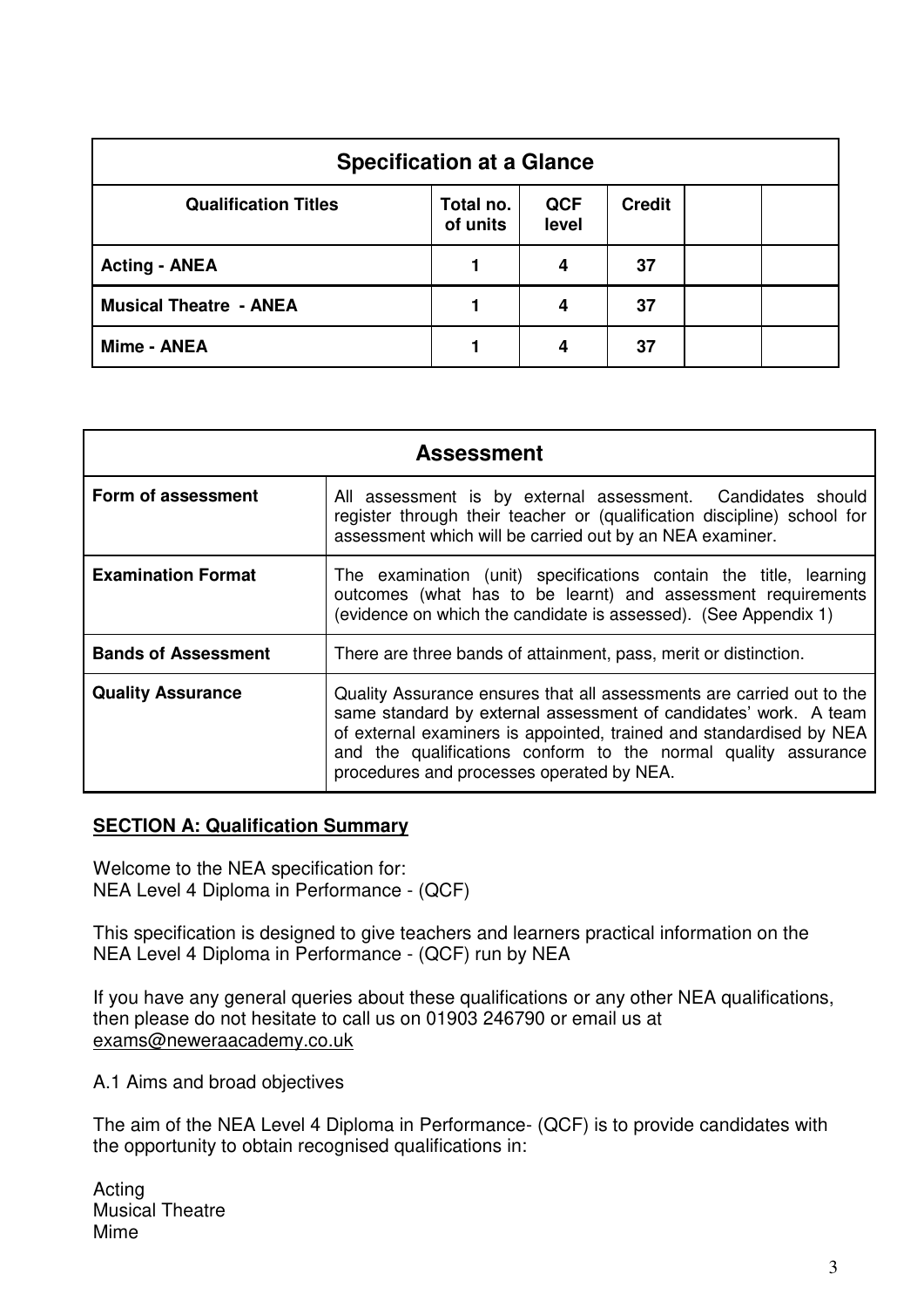| Specification at a Glance | | | | | |
|---|---|---|---|---|---|
| **Qualification Titles** | **Total no. of units** | **QCF level** | **Credit** | | |
| **Acting - ANEA** | **1** | **4** | **37** | | |
| **Musical Theatre - ANEA** | **1** | **4** | **37** | | |
| **Mime - ANEA** | **1** | **4** | **37** | | |

| Assessment | |
|---|---|
| **Form of assessment** | All assessment is by external assessment. Candidates should register through their teacher or (qualification discipline) school for assessment which will be carried out by an NEA examiner. |
| **Examination Format** | The examination (unit) specifications contain the title, learning outcomes (what has to be learnt) and assessment requirements (evidence on which the candidate is assessed). (See Appendix 1) |
| **Bands of Assessment** | There are three bands of attainment, pass, merit or distinction. |
| **Quality Assurance** | Quality Assurance ensures that all assessments are carried out to the same standard by external assessment of candidates' work. A team of external examiners is appointed, trained and standardised by NEA and the qualifications conform to the normal quality assurance procedures and processes operated by NEA. |

## SECTION A: Qualification Summary

Welcome to the NEA specification for:
NEA Level 4 Diploma in Performance - (QCF)

This specification is designed to give teachers and learners practical information on the NEA Level 4 Diploma in Performance - (QCF) run by NEA

If you have any general queries about these qualifications or any other NEA qualifications, then please do not hesitate to call us on 01903 246790 or email us at exams@neweraacademy.co.uk

A.1 Aims and broad objectives

The aim of the NEA Level 4 Diploma in Performance- (QCF) is to provide candidates with the opportunity to obtain recognised qualifications in:

Acting
Musical Theatre
Mime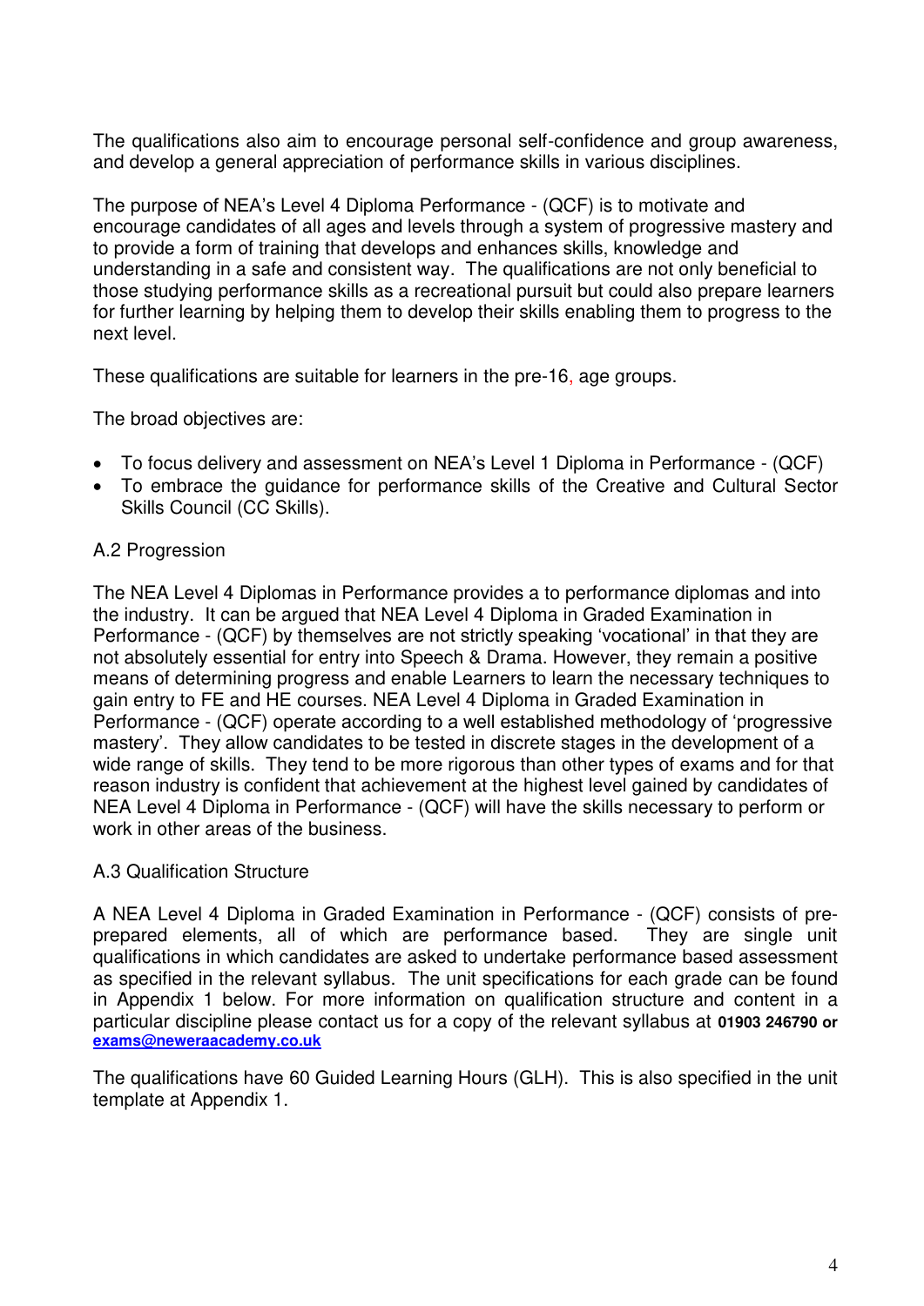The qualifications also aim to encourage personal self-confidence and group awareness, and develop a general appreciation of performance skills in various disciplines.

The purpose of NEA's Level 4 Diploma Performance - (QCF) is to motivate and encourage candidates of all ages and levels through a system of progressive mastery and to provide a form of training that develops and enhances skills, knowledge and understanding in a safe and consistent way. The qualifications are not only beneficial to those studying performance skills as a recreational pursuit but could also prepare learners for further learning by helping them to develop their skills enabling them to progress to the next level.

These qualifications are suitable for learners in the pre-16, age groups.

The broad objectives are:

- To focus delivery and assessment on NEA's Level 1 Diploma in Performance - (QCF)
- To embrace the guidance for performance skills of the Creative and Cultural Sector Skills Council (CC Skills).

## A.2 Progression

The NEA Level 4 Diplomas in Performance provides a to performance diplomas and into the industry. It can be argued that NEA Level 4 Diploma in Graded Examination in Performance - (QCF) by themselves are not strictly speaking 'vocational' in that they are not absolutely essential for entry into Speech & Drama. However, they remain a positive means of determining progress and enable Learners to learn the necessary techniques to gain entry to FE and HE courses. NEA Level 4 Diploma in Graded Examination in Performance - (QCF) operate according to a well established methodology of 'progressive mastery'. They allow candidates to be tested in discrete stages in the development of a wide range of skills. They tend to be more rigorous than other types of exams and for that reason industry is confident that achievement at the highest level gained by candidates of NEA Level 4 Diploma in Performance - (QCF) will have the skills necessary to perform or work in other areas of the business.

## A.3 Qualification Structure

A NEA Level 4 Diploma in Graded Examination in Performance - (QCF) consists of pre-prepared elements, all of which are performance based. They are single unit qualifications in which candidates are asked to undertake performance based assessment as specified in the relevant syllabus. The unit specifications for each grade can be found in Appendix 1 below. For more information on qualification structure and content in a particular discipline please contact us for a copy of the relevant syllabus at **01903 246790 or** **exams@neweraacademy.co.uk**

The qualifications have 60 Guided Learning Hours (GLH). This is also specified in the unit template at Appendix 1.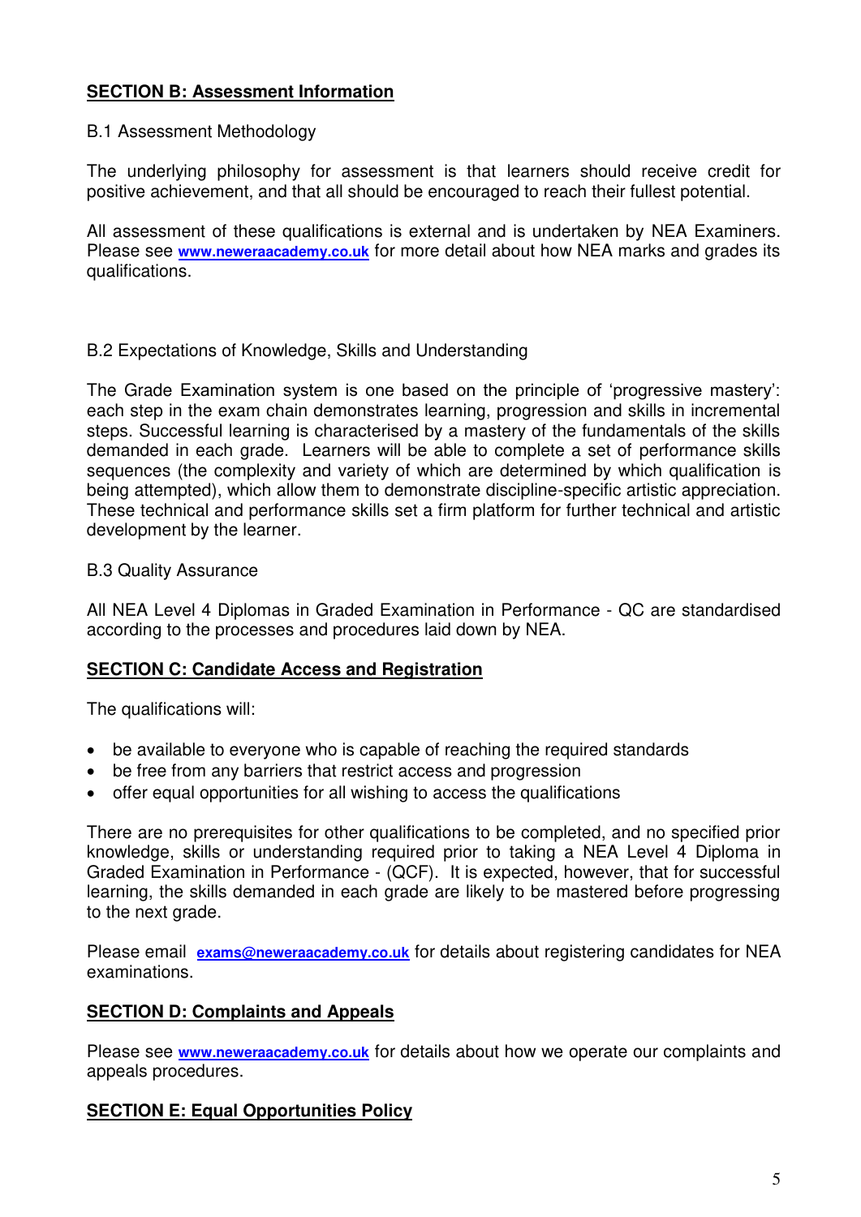## SECTION B: Assessment Information

B.1 Assessment Methodology

The underlying philosophy for assessment is that learners should receive credit for positive achievement, and that all should be encouraged to reach their fullest potential.

All assessment of these qualifications is external and is undertaken by NEA Examiners. Please see **www.neweraacademy.co.uk** for more detail about how NEA marks and grades its qualifications.

B.2 Expectations of Knowledge, Skills and Understanding

The Grade Examination system is one based on the principle of 'progressive mastery': each step in the exam chain demonstrates learning, progression and skills in incremental steps. Successful learning is characterised by a mastery of the fundamentals of the skills demanded in each grade. Learners will be able to complete a set of performance skills sequences (the complexity and variety of which are determined by which qualification is being attempted), which allow them to demonstrate discipline-specific artistic appreciation. These technical and performance skills set a firm platform for further technical and artistic development by the learner.

B.3 Quality Assurance

All NEA Level 4 Diplomas in Graded Examination in Performance - QC are standardised according to the processes and procedures laid down by NEA.

## SECTION C: Candidate Access and Registration

The qualifications will:

- be available to everyone who is capable of reaching the required standards
- be free from any barriers that restrict access and progression
- offer equal opportunities for all wishing to access the qualifications

There are no prerequisites for other qualifications to be completed, and no specified prior knowledge, skills or understanding required prior to taking a NEA Level 4 Diploma in Graded Examination in Performance - (QCF). It is expected, however, that for successful learning, the skills demanded in each grade are likely to be mastered before progressing to the next grade.

Please email **exams@neweraacademy.co.uk** for details about registering candidates for NEA examinations.

## SECTION D: Complaints and Appeals

Please see **www.neweraacademy.co.uk** for details about how we operate our complaints and appeals procedures.

## SECTION E: Equal Opportunities Policy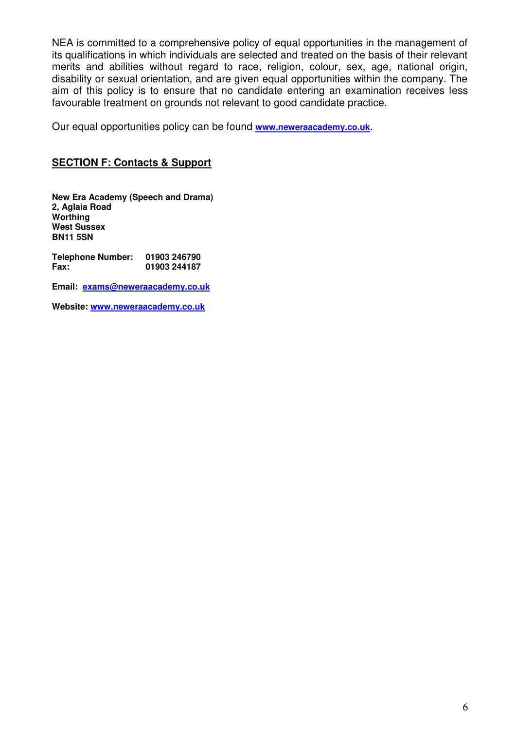NEA is committed to a comprehensive policy of equal opportunities in the management of its qualifications in which individuals are selected and treated on the basis of their relevant merits and abilities without regard to race, religion, colour, sex, age, national origin, disability or sexual orientation, and are given equal opportunities within the company. The aim of this policy is to ensure that no candidate entering an examination receives less favourable treatment on grounds not relevant to good candidate practice.

Our equal opportunities policy can be found **www.neweraacademy.co.uk**.

## SECTION F: Contacts & Support

**New Era Academy (Speech and Drama)**
**2, Aglaia Road**
**Worthing**
**West Sussex**
**BN11 5SN**

**Telephone Number: 01903 246790**
**Fax: 01903 244187**

**Email: exams@neweraacademy.co.uk**

**Website: www.neweraacademy.co.uk**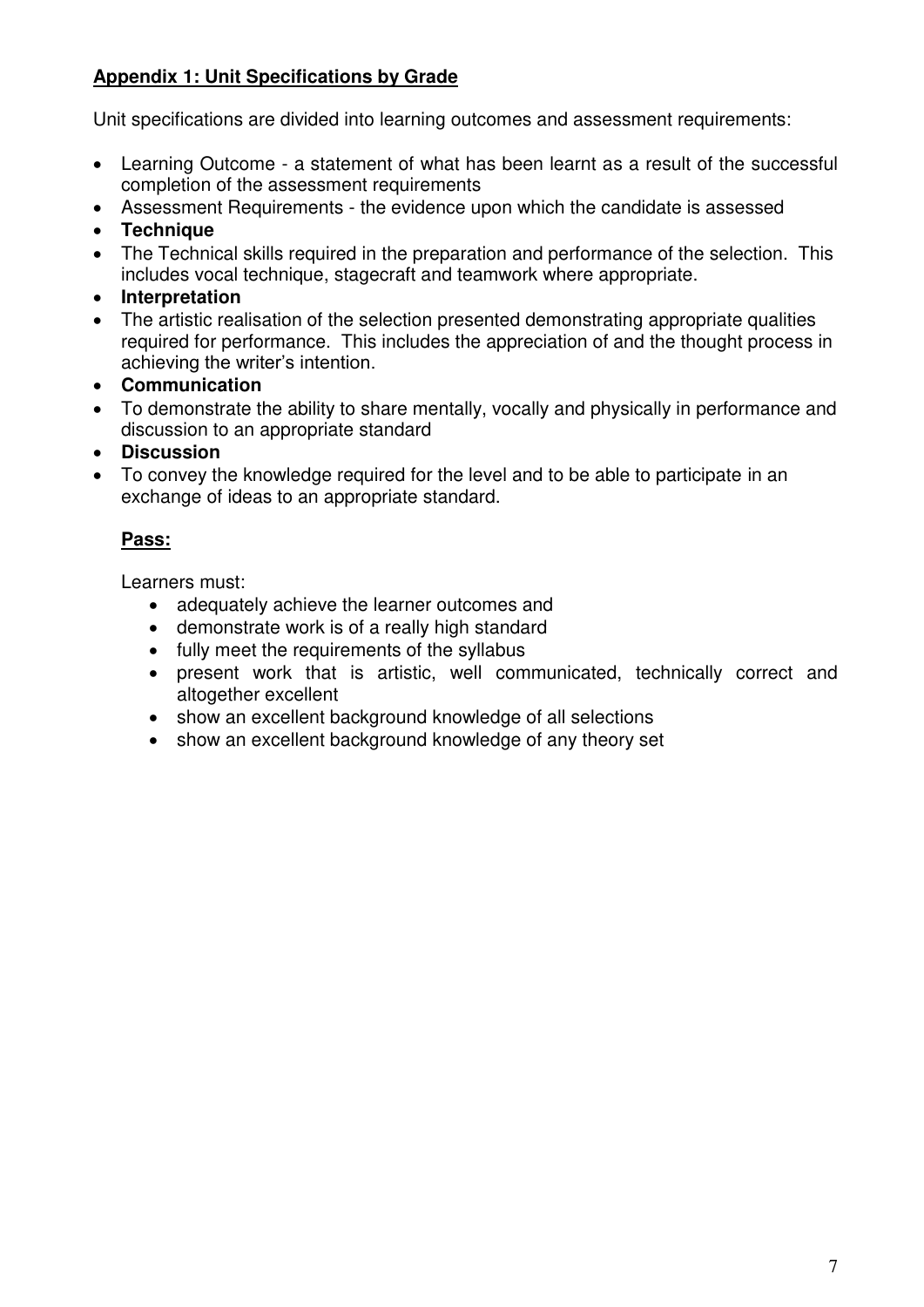**Appendix 1: Unit Specifications by Grade**

Unit specifications are divided into learning outcomes and assessment requirements:

- Learning Outcome - a statement of what has been learnt as a result of the successful completion of the assessment requirements
- Assessment Requirements - the evidence upon which the candidate is assessed
- **Technique**
- The Technical skills required in the preparation and performance of the selection. This includes vocal technique, stagecraft and teamwork where appropriate.
- **Interpretation**
- The artistic realisation of the selection presented demonstrating appropriate qualities required for performance. This includes the appreciation of and the thought process in achieving the writer's intention.
- **Communication**
- To demonstrate the ability to share mentally, vocally and physically in performance and discussion to an appropriate standard
- **Discussion**
- To convey the knowledge required for the level and to be able to participate in an exchange of ideas to an appropriate standard.

**Pass:**

Learners must:

- adequately achieve the learner outcomes and
- demonstrate work is of a really high standard
- fully meet the requirements of the syllabus
- present work that is artistic, well communicated, technically correct and altogether excellent
- show an excellent background knowledge of all selections
- show an excellent background knowledge of any theory set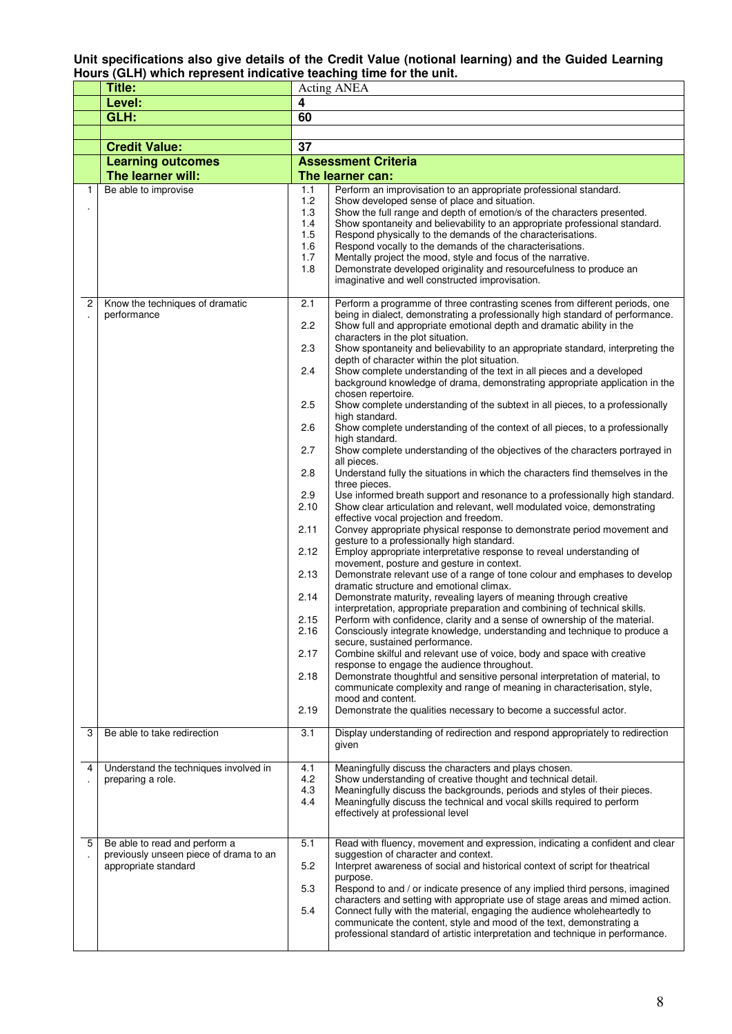**Unit specifications also give details of the Credit Value (notional learning) and the Guided Learning Hours (GLH) which represent indicative teaching time for the unit.**

| | **Title:** | Acting ANEA | |
|---|---|---|---|
| | **Level:** | **4** | |
| | **GLH:** | **60** | |
| | | | |
| | **Credit Value:** | **37** | |
| | **Learning outcomes**<br>**The learner will:** | **Assessment Criteria**<br>**The learner can:** | |
| 1. | Be able to improvise | 1.1 | Perform an improvisation to an appropriate professional standard. |
| | | 1.2 | Show developed sense of place and situation. |
| | | 1.3 | Show the full range and depth of emotion/s of the characters presented. |
| | | 1.4 | Show spontaneity and believability to an appropriate professional standard. |
| | | 1.5 | Respond physically to the demands of the characterisations. |
| | | 1.6 | Respond vocally to the demands of the characterisations. |
| | | 1.7 | Mentally project the mood, style and focus of the narrative. |
| | | 1.8 | Demonstrate developed originality and resourcefulness to produce an imaginative and well constructed improvisation. |
| 2. | Know the techniques of dramatic performance | 2.1 | Perform a programme of three contrasting scenes from different periods, one being in dialect, demonstrating a professionally high standard of performance. |
| | | 2.2 | Show full and appropriate emotional depth and dramatic ability in the characters in the plot situation. |
| | | 2.3 | Show spontaneity and believability to an appropriate standard, interpreting the depth of character within the plot situation. |
| | | 2.4 | Show complete understanding of the text in all pieces and a developed background knowledge of drama, demonstrating appropriate application in the chosen repertoire. |
| | | 2.5 | Show complete understanding of the subtext in all pieces, to a professionally high standard. |
| | | 2.6 | Show complete understanding of the context of all pieces, to a professionally high standard. |
| | | 2.7 | Show complete understanding of the objectives of the characters portrayed in all pieces. |
| | | 2.8 | Understand fully the situations in which the characters find themselves in the three pieces. |
| | | 2.9 | Use informed breath support and resonance to a professionally high standard. |
| | | 2.10 | Show clear articulation and relevant, well modulated voice, demonstrating effective vocal projection and freedom. |
| | | 2.11 | Convey appropriate physical response to demonstrate period movement and gesture to a professionally high standard. |
| | | 2.12 | Employ appropriate interpretative response to reveal understanding of movement, posture and gesture in context. |
| | | 2.13 | Demonstrate relevant use of a range of tone colour and emphases to develop dramatic structure and emotional climax. |
| | | 2.14 | Demonstrate maturity, revealing layers of meaning through creative interpretation, appropriate preparation and combining of technical skills. |
| | | 2.15 | Perform with confidence, clarity and a sense of ownership of the material. |
| | | 2.16 | Consciously integrate knowledge, understanding and technique to produce a secure, sustained performance. |
| | | 2.17 | Combine skilful and relevant use of voice, body and space with creative response to engage the audience throughout. |
| | | 2.18 | Demonstrate thoughtful and sensitive personal interpretation of material, to communicate complexity and range of meaning in characterisation, style, mood and content. |
| | | 2.19 | Demonstrate the qualities necessary to become a successful actor. |
| 3 | Be able to take redirection | 3.1 | Display understanding of redirection and respond appropriately to redirection given |
| 4. | Understand the techniques involved in preparing a role. | 4.1 | Meaningfully discuss the characters and plays chosen. |
| | | 4.2 | Show understanding of creative thought and technical detail. |
| | | 4.3 | Meaningfully discuss the backgrounds, periods and styles of their pieces. |
| | | 4.4 | Meaningfully discuss the technical and vocal skills required to perform effectively at professional level |
| 5. | Be able to read and perform a previously unseen piece of drama to an appropriate standard | 5.1 | Read with fluency, movement and expression, indicating a confident and clear suggestion of character and context. |
| | | 5.2 | Interpret awareness of social and historical context of script for theatrical purpose. |
| | | 5.3 | Respond to and / or indicate presence of any implied third persons, imagined characters and setting with appropriate use of stage areas and mimed action. |
| | | 5.4 | Connect fully with the material, engaging the audience wholeheartedly to communicate the content, style and mood of the text, demonstrating a professional standard of artistic interpretation and technique in performance. |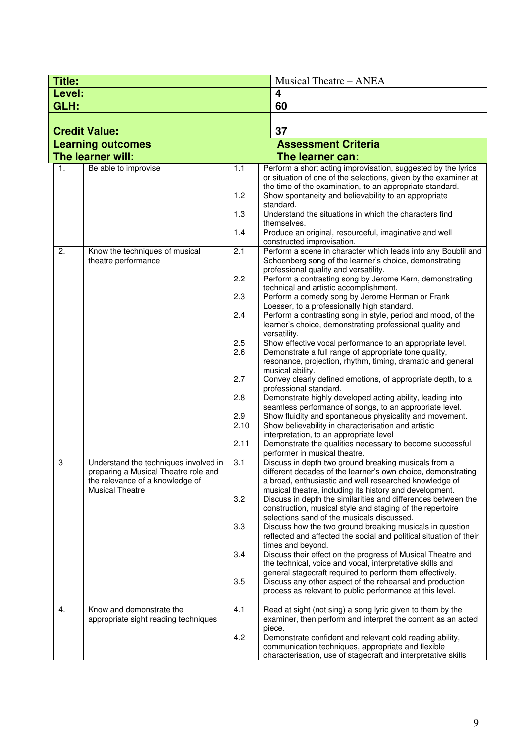| Title: | | | Musical Theatre – ANEA |
|---|---|---|---|
| **Level:** | | | **4** |
| **GLH:** | | | **60** |
| | | | |
| **Credit Value:** | | | **37** |
| **Learning outcomes**<br>**The learner will:** | | | **Assessment Criteria**<br>**The learner can:** |
| 1. | Be able to improvise | 1.1 | Perform a short acting improvisation, suggested by the lyrics or situation of one of the selections, given by the examiner at the time of the examination, to an appropriate standard. |
| | | 1.2 | Show spontaneity and believability to an appropriate standard. |
| | | 1.3 | Understand the situations in which the characters find themselves. |
| | | 1.4 | Produce an original, resourceful, imaginative and well constructed improvisation. |
| 2. | Know the techniques of musical theatre performance | 2.1 | Perform a scene in character which leads into any Boublil and Schoenberg song of the learner's choice, demonstrating professional quality and versatility. |
| | | 2.2 | Perform a contrasting song by Jerome Kern, demonstrating technical and artistic accomplishment. |
| | | 2.3 | Perform a comedy song by Jerome Herman or Frank Loesser, to a professionally high standard. |
| | | 2.4 | Perform a contrasting song in style, period and mood, of the learner's choice, demonstrating professional quality and versatility. |
| | | 2.5 | Show effective vocal performance to an appropriate level. |
| | | 2.6 | Demonstrate a full range of appropriate tone quality, resonance, projection, rhythm, timing, dramatic and general musical ability. |
| | | 2.7 | Convey clearly defined emotions, of appropriate depth, to a professional standard. |
| | | 2.8 | Demonstrate highly developed acting ability, leading into seamless performance of songs, to an appropriate level. |
| | | 2.9 | Show fluidity and spontaneous physicality and movement. |
| | | 2.10 | Show believability in characterisation and artistic interpretation, to an appropriate level |
| | | 2.11 | Demonstrate the qualities necessary to become successful performer in musical theatre. |
| 3 | Understand the techniques involved in preparing a Musical Theatre role and the relevance of a knowledge of Musical Theatre | 3.1 | Discuss in depth two ground breaking musicals from a different decades of the learner's own choice, demonstrating a broad, enthusiastic and well researched knowledge of musical theatre, including its history and development. |
| | | 3.2 | Discuss in depth the similarities and differences between the construction, musical style and staging of the repertoire selections sand of the musicals discussed. |
| | | 3.3 | Discuss how the two ground breaking musicals in question reflected and affected the social and political situation of their times and beyond. |
| | | 3.4 | Discuss their effect on the progress of Musical Theatre and the technical, voice and vocal, interpretative skills and general stagecraft required to perform them effectively. |
| | | 3.5 | Discuss any other aspect of the rehearsal and production process as relevant to public performance at this level. |
| 4. | Know and demonstrate the appropriate sight reading techniques | 4.1 | Read at sight (not sing) a song lyric given to them by the examiner, then perform and interpret the content as an acted piece. |
| | | 4.2 | Demonstrate confident and relevant cold reading ability, communication techniques, appropriate and flexible characterisation, use of stagecraft and interpretative skills |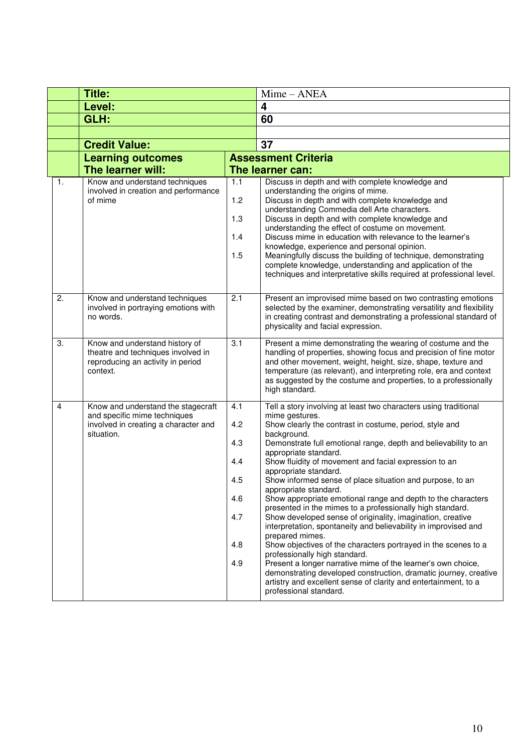| | | | |
|---|---|---|---|
| | **Title:** | Mime – ANEA | |
| | **Level:** | **4** | |
| | **GLH:** | **60** | |
| | | | |
| | **Credit Value:** | **37** | |
| | **Learning outcomes The learner will:** | **Assessment Criteria The learner can:** | |
| 1. | Know and understand techniques involved in creation and performance of mime | 1.1 | Discuss in depth and with complete knowledge and understanding the origins of mime. |
| | | 1.2 | Discuss in depth and with complete knowledge and understanding Commedia dell Arte characters. |
| | | 1.3 | Discuss in depth and with complete knowledge and understanding the effect of costume on movement. |
| | | 1.4 | Discuss mime in education with relevance to the learner's knowledge, experience and personal opinion. |
| | | 1.5 | Meaningfully discuss the building of technique, demonstrating complete knowledge, understanding and application of the techniques and interpretative skills required at professional level. |
| 2. | Know and understand techniques involved in portraying emotions with no words. | 2.1 | Present an improvised mime based on two contrasting emotions selected by the examiner, demonstrating versatility and flexibility in creating contrast and demonstrating a professional standard of physicality and facial expression. |
| 3. | Know and understand history of theatre and techniques involved in reproducing an activity in period context. | 3.1 | Present a mime demonstrating the wearing of costume and the handling of properties, showing focus and precision of fine motor and other movement, weight, height, size, shape, texture and temperature (as relevant), and interpreting role, era and context as suggested by the costume and properties, to a professionally high standard. |
| 4 | Know and understand the stagecraft and specific mime techniques involved in creating a character and situation. | 4.1 | Tell a story involving at least two characters using traditional mime gestures. |
| | | 4.2 | Show clearly the contrast in costume, period, style and background. |
| | | 4.3 | Demonstrate full emotional range, depth and believability to an appropriate standard. |
| | | 4.4 | Show fluidity of movement and facial expression to an appropriate standard. |
| | | 4.5 | Show informed sense of place situation and purpose, to an appropriate standard. |
| | | 4.6 | Show appropriate emotional range and depth to the characters presented in the mimes to a professionally high standard. |
| | | 4.7 | Show developed sense of originality, imagination, creative interpretation, spontaneity and believability in improvised and prepared mimes. |
| | | 4.8 | Show objectives of the characters portrayed in the scenes to a professionally high standard. |
| | | 4.9 | Present a longer narrative mime of the learner's own choice, demonstrating developed construction, dramatic journey, creative artistry and excellent sense of clarity and entertainment, to a professional standard. |